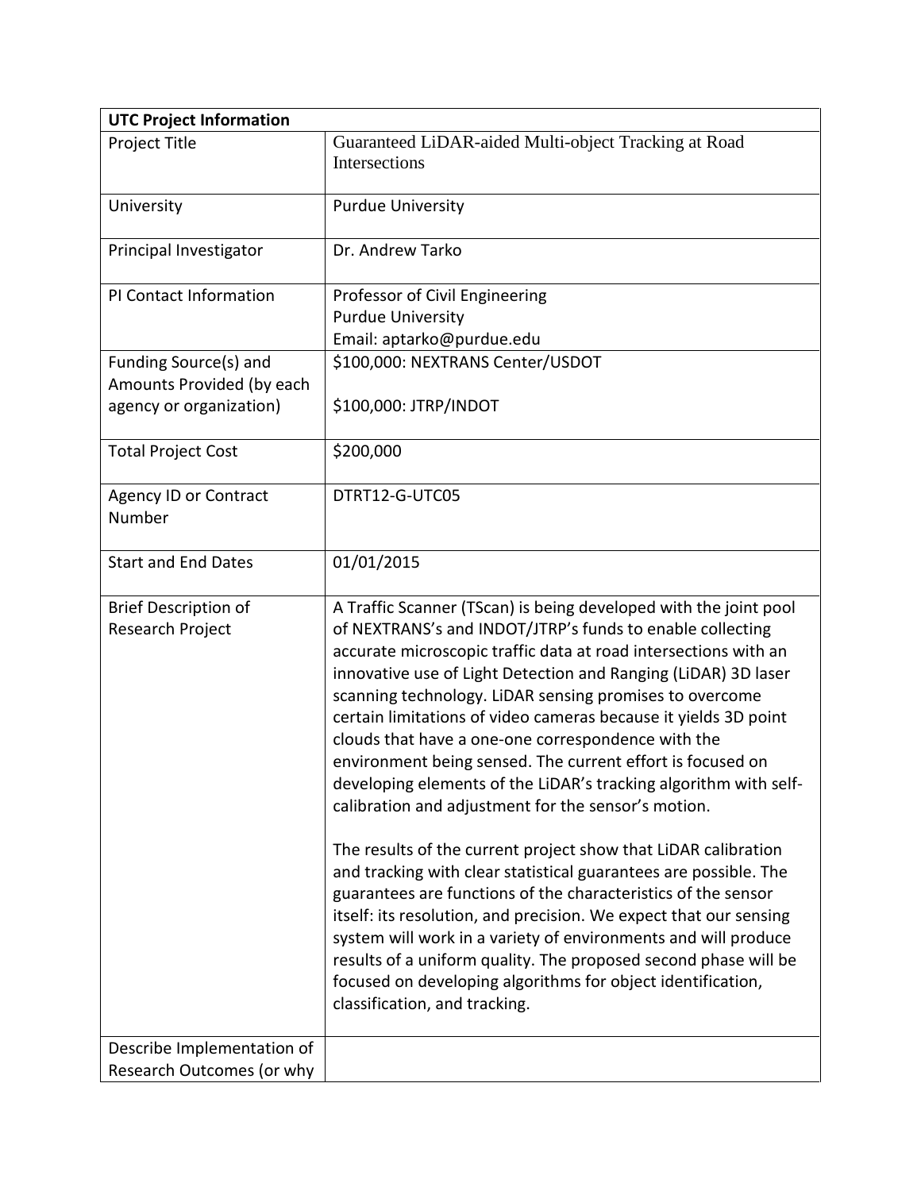| UTC Project Information | |
|---|---|
| Project Title | Guaranteed LiDAR-aided Multi-object Tracking at Road Intersections |
| University | Purdue University |
| Principal Investigator | Dr. Andrew Tarko |
| PI Contact Information | Professor of Civil Engineering<br>Purdue University<br>Email: aptarko@purdue.edu |
| Funding Source(s) and Amounts Provided (by each agency or organization) | $100,000: NEXTRANS Center/USDOT<br><br>$100,000: JTRP/INDOT |
| Total Project Cost | $200,000 |
| Agency ID or Contract Number | DTRT12-G-UTC05 |
| Start and End Dates | 01/01/2015 |
| Brief Description of Research Project | A Traffic Scanner (TScan) is being developed with the joint pool of NEXTRANS's and INDOT/JTRP's funds to enable collecting accurate microscopic traffic data at road intersections with an innovative use of Light Detection and Ranging (LiDAR) 3D laser scanning technology. LiDAR sensing promises to overcome certain limitations of video cameras because it yields 3D point clouds that have a one-one correspondence with the environment being sensed. The current effort is focused on developing elements of the LiDAR's tracking algorithm with self-calibration and adjustment for the sensor's motion.<br><br>The results of the current project show that LiDAR calibration and tracking with clear statistical guarantees are possible. The guarantees are functions of the characteristics of the sensor itself: its resolution, and precision. We expect that our sensing system will work in a variety of environments and will produce results of a uniform quality. The proposed second phase will be focused on developing algorithms for object identification, classification, and tracking. |
| Describe Implementation of Research Outcomes (or why | |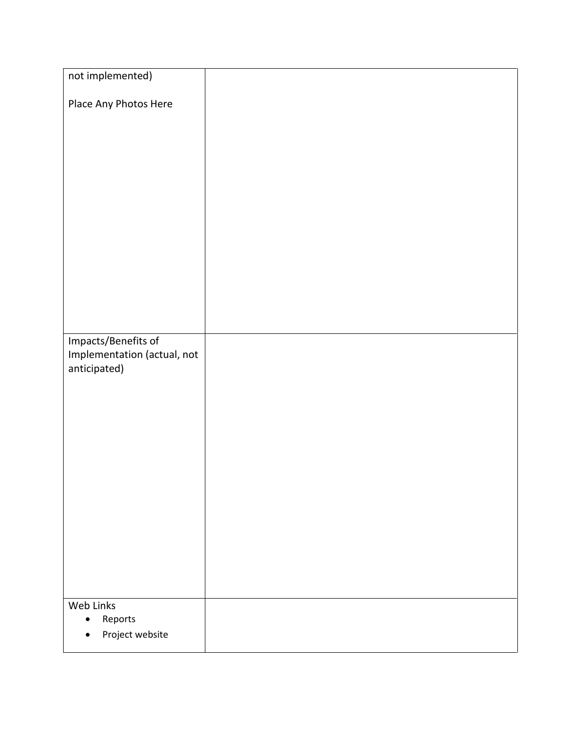| | |
|---|---|
| not implemented)<br><br>Place Any Photos Here | |
| Impacts/Benefits of Implementation (actual, not anticipated) | |
| Web Links<br>• Reports<br>• Project website | |